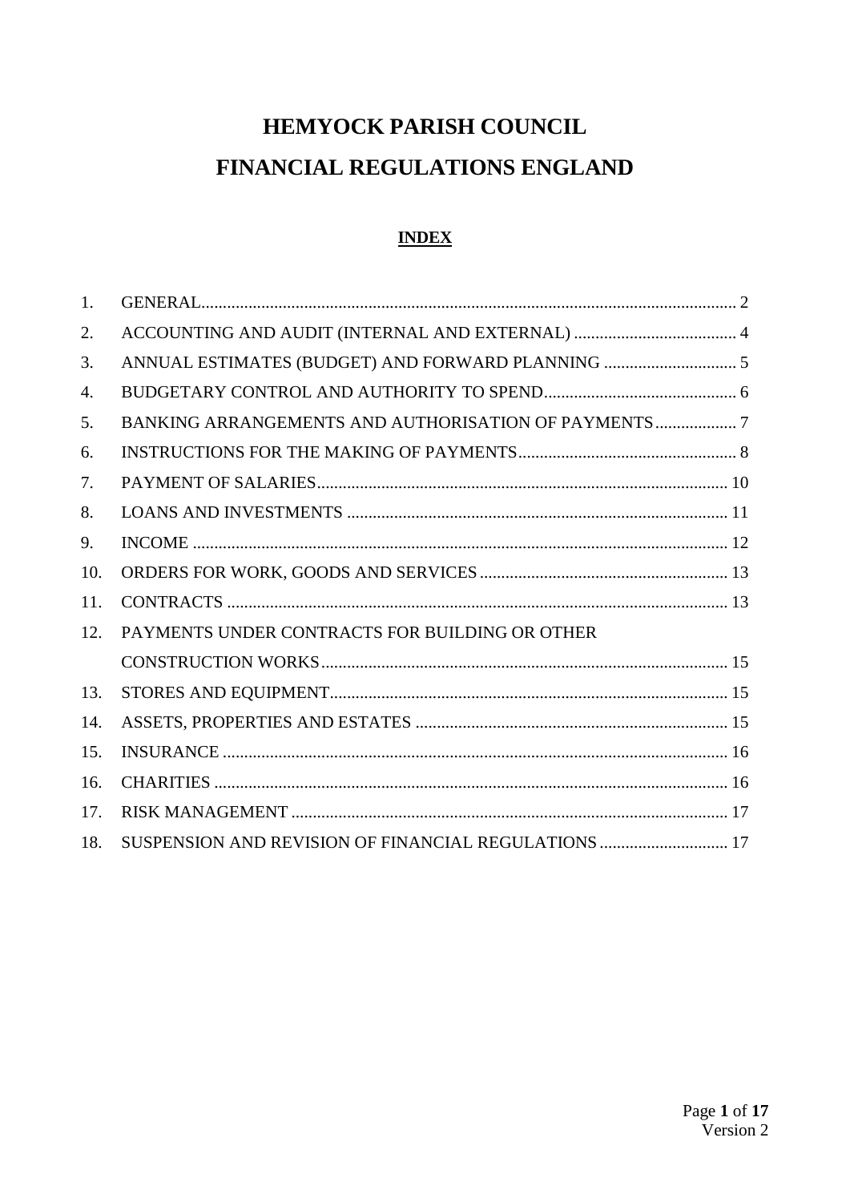# HEMYOCK PARISH COUNCIL

# FINANCIAL REGULATIONS ENGLAND

## INDEX

| | | |
|---|---|---|
| 1. | GENERAL | 2 |
| 2. | ACCOUNTING AND AUDIT (INTERNAL AND EXTERNAL) | 4 |
| 3. | ANNUAL ESTIMATES (BUDGET) AND FORWARD PLANNING | 5 |
| 4. | BUDGETARY CONTROL AND AUTHORITY TO SPEND | 6 |
| 5. | BANKING ARRANGEMENTS AND AUTHORISATION OF PAYMENTS | 7 |
| 6. | INSTRUCTIONS FOR THE MAKING OF PAYMENTS | 8 |
| 7. | PAYMENT OF SALARIES | 10 |
| 8. | LOANS AND INVESTMENTS | 11 |
| 9. | INCOME | 12 |
| 10. | ORDERS FOR WORK, GOODS AND SERVICES | 13 |
| 11. | CONTRACTS | 13 |
| 12. | PAYMENTS UNDER CONTRACTS FOR BUILDING OR OTHER CONSTRUCTION WORKS | 15 |
| 13. | STORES AND EQUIPMENT | 15 |
| 14. | ASSETS, PROPERTIES AND ESTATES | 15 |
| 15. | INSURANCE | 16 |
| 16. | CHARITIES | 16 |
| 17. | RISK MANAGEMENT | 17 |
| 18. | SUSPENSION AND REVISION OF FINANCIAL REGULATIONS | 17 |

Version 2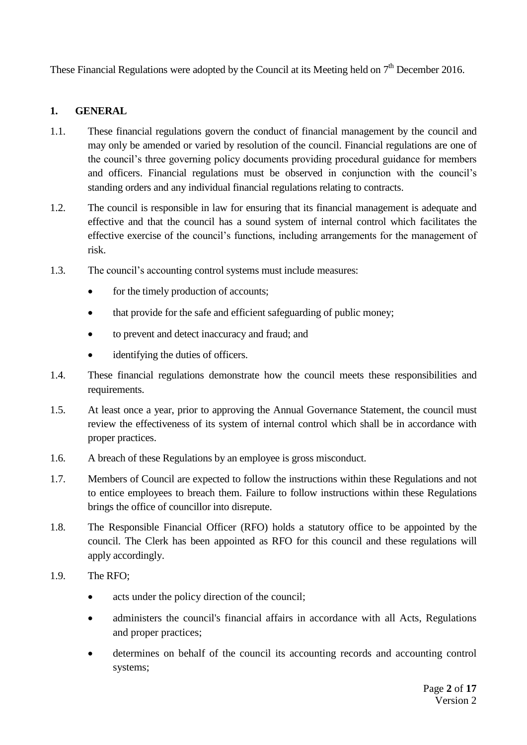These Financial Regulations were adopted by the Council at its Meeting held on 7th December 2016.

## 1. GENERAL

1.1. These financial regulations govern the conduct of financial management by the council and may only be amended or varied by resolution of the council. Financial regulations are one of the council's three governing policy documents providing procedural guidance for members and officers. Financial regulations must be observed in conjunction with the council's standing orders and any individual financial regulations relating to contracts.

1.2. The council is responsible in law for ensuring that its financial management is adequate and effective and that the council has a sound system of internal control which facilitates the effective exercise of the council's functions, including arrangements for the management of risk.

1.3. The council's accounting control systems must include measures:

- for the timely production of accounts;
- that provide for the safe and efficient safeguarding of public money;
- to prevent and detect inaccuracy and fraud; and
- identifying the duties of officers.

1.4. These financial regulations demonstrate how the council meets these responsibilities and requirements.

1.5. At least once a year, prior to approving the Annual Governance Statement, the council must review the effectiveness of its system of internal control which shall be in accordance with proper practices.

1.6. A breach of these Regulations by an employee is gross misconduct.

1.7. Members of Council are expected to follow the instructions within these Regulations and not to entice employees to breach them. Failure to follow instructions within these Regulations brings the office of councillor into disrepute.

1.8. The Responsible Financial Officer (RFO) holds a statutory office to be appointed by the council. The Clerk has been appointed as RFO for this council and these regulations will apply accordingly.

1.9. The RFO;

- acts under the policy direction of the council;
- administers the council's financial affairs in accordance with all Acts, Regulations and proper practices;
- determines on behalf of the council its accounting records and accounting control systems;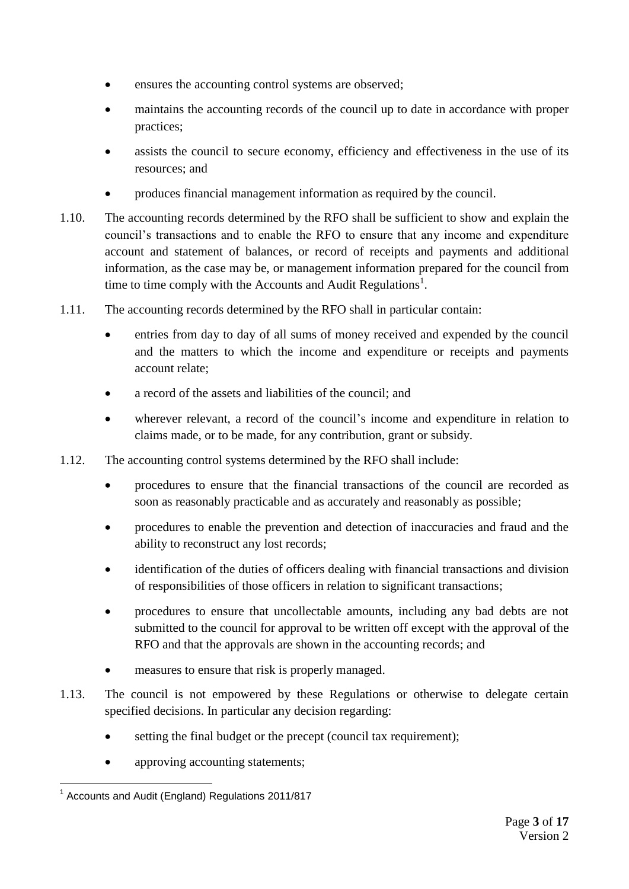- ensures the accounting control systems are observed;
- maintains the accounting records of the council up to date in accordance with proper practices;
- assists the council to secure economy, efficiency and effectiveness in the use of its resources; and
- produces financial management information as required by the council.

1.10. The accounting records determined by the RFO shall be sufficient to show and explain the council's transactions and to enable the RFO to ensure that any income and expenditure account and statement of balances, or record of receipts and payments and additional information, as the case may be, or management information prepared for the council from time to time comply with the Accounts and Audit Regulations[1].

1.11. The accounting records determined by the RFO shall in particular contain:

- entries from day to day of all sums of money received and expended by the council and the matters to which the income and expenditure or receipts and payments account relate;
- a record of the assets and liabilities of the council; and
- wherever relevant, a record of the council's income and expenditure in relation to claims made, or to be made, for any contribution, grant or subsidy.

1.12. The accounting control systems determined by the RFO shall include:

- procedures to ensure that the financial transactions of the council are recorded as soon as reasonably practicable and as accurately and reasonably as possible;
- procedures to enable the prevention and detection of inaccuracies and fraud and the ability to reconstruct any lost records;
- identification of the duties of officers dealing with financial transactions and division of responsibilities of those officers in relation to significant transactions;
- procedures to ensure that uncollectable amounts, including any bad debts are not submitted to the council for approval to be written off except with the approval of the RFO and that the approvals are shown in the accounting records; and
- measures to ensure that risk is properly managed.

1.13. The council is not empowered by these Regulations or otherwise to delegate certain specified decisions. In particular any decision regarding:

- setting the final budget or the precept (council tax requirement);
- approving accounting statements;

[1] Accounts and Audit (England) Regulations 2011/817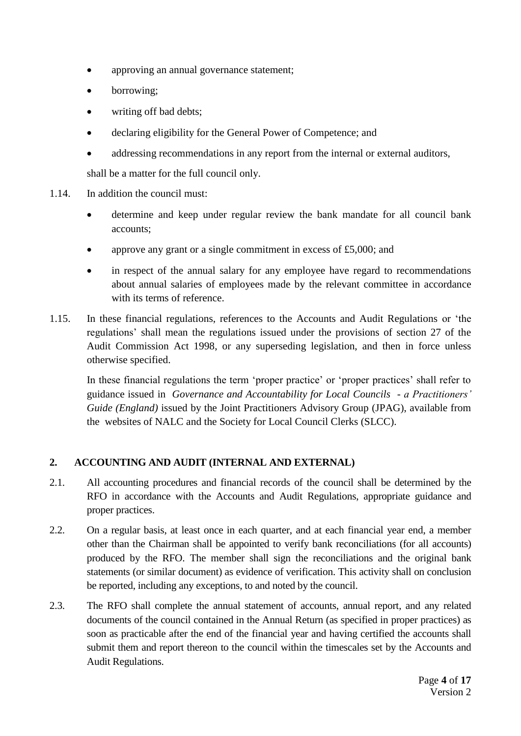- approving an annual governance statement;
- borrowing;
- writing off bad debts;
- declaring eligibility for the General Power of Competence; and
- addressing recommendations in any report from the internal or external auditors,

shall be a matter for the full council only.

1.14. In addition the council must:

- determine and keep under regular review the bank mandate for all council bank accounts;
- approve any grant or a single commitment in excess of £5,000; and
- in respect of the annual salary for any employee have regard to recommendations about annual salaries of employees made by the relevant committee in accordance with its terms of reference.

1.15. In these financial regulations, references to the Accounts and Audit Regulations or 'the regulations' shall mean the regulations issued under the provisions of section 27 of the Audit Commission Act 1998, or any superseding legislation, and then in force unless otherwise specified.

In these financial regulations the term 'proper practice' or 'proper practices' shall refer to guidance issued in *Governance and Accountability for Local Councils - a Practitioners' Guide (England)* issued by the Joint Practitioners Advisory Group (JPAG), available from the websites of NALC and the Society for Local Council Clerks (SLCC).

## 2. ACCOUNTING AND AUDIT (INTERNAL AND EXTERNAL)

2.1. All accounting procedures and financial records of the council shall be determined by the RFO in accordance with the Accounts and Audit Regulations, appropriate guidance and proper practices.

2.2. On a regular basis, at least once in each quarter, and at each financial year end, a member other than the Chairman shall be appointed to verify bank reconciliations (for all accounts) produced by the RFO. The member shall sign the reconciliations and the original bank statements (or similar document) as evidence of verification. This activity shall on conclusion be reported, including any exceptions, to and noted by the council.

2.3. The RFO shall complete the annual statement of accounts, annual report, and any related documents of the council contained in the Annual Return (as specified in proper practices) as soon as practicable after the end of the financial year and having certified the accounts shall submit them and report thereon to the council within the timescales set by the Accounts and Audit Regulations.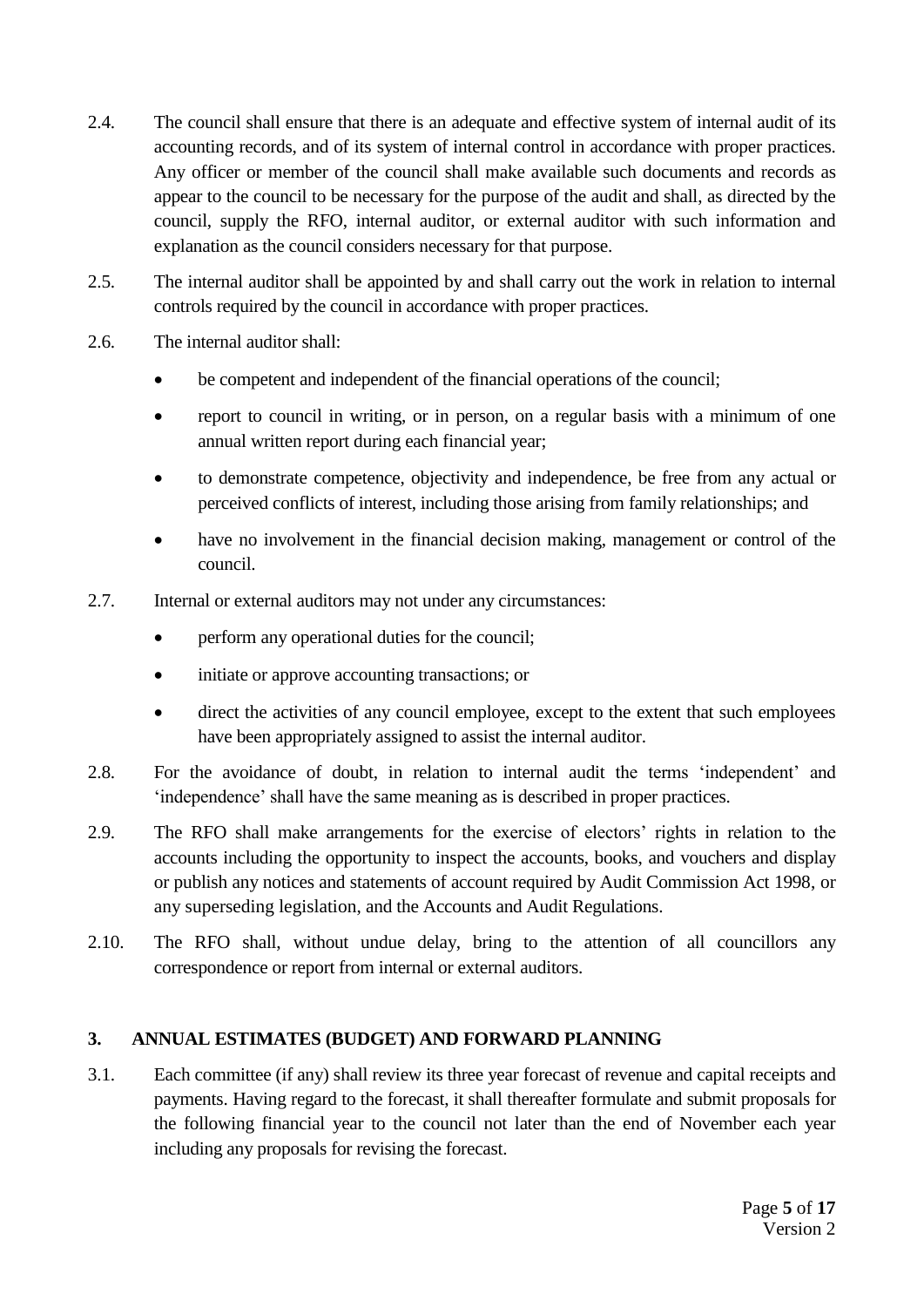2.4. The council shall ensure that there is an adequate and effective system of internal audit of its accounting records, and of its system of internal control in accordance with proper practices. Any officer or member of the council shall make available such documents and records as appear to the council to be necessary for the purpose of the audit and shall, as directed by the council, supply the RFO, internal auditor, or external auditor with such information and explanation as the council considers necessary for that purpose.

2.5. The internal auditor shall be appointed by and shall carry out the work in relation to internal controls required by the council in accordance with proper practices.

2.6. The internal auditor shall:

- be competent and independent of the financial operations of the council;
- report to council in writing, or in person, on a regular basis with a minimum of one annual written report during each financial year;
- to demonstrate competence, objectivity and independence, be free from any actual or perceived conflicts of interest, including those arising from family relationships; and
- have no involvement in the financial decision making, management or control of the council.

2.7. Internal or external auditors may not under any circumstances:

- perform any operational duties for the council;
- initiate or approve accounting transactions; or
- direct the activities of any council employee, except to the extent that such employees have been appropriately assigned to assist the internal auditor.

2.8. For the avoidance of doubt, in relation to internal audit the terms 'independent' and 'independence' shall have the same meaning as is described in proper practices.

2.9. The RFO shall make arrangements for the exercise of electors' rights in relation to the accounts including the opportunity to inspect the accounts, books, and vouchers and display or publish any notices and statements of account required by Audit Commission Act 1998, or any superseding legislation, and the Accounts and Audit Regulations.

2.10. The RFO shall, without undue delay, bring to the attention of all councillors any correspondence or report from internal or external auditors.

## 3. ANNUAL ESTIMATES (BUDGET) AND FORWARD PLANNING

3.1. Each committee (if any) shall review its three year forecast of revenue and capital receipts and payments. Having regard to the forecast, it shall thereafter formulate and submit proposals for the following financial year to the council not later than the end of November each year including any proposals for revising the forecast.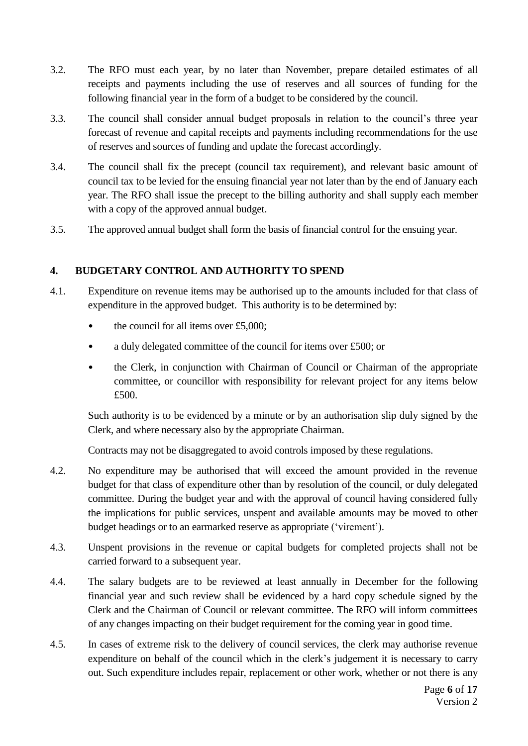3.2. The RFO must each year, by no later than November, prepare detailed estimates of all receipts and payments including the use of reserves and all sources of funding for the following financial year in the form of a budget to be considered by the council.

3.3. The council shall consider annual budget proposals in relation to the council's three year forecast of revenue and capital receipts and payments including recommendations for the use of reserves and sources of funding and update the forecast accordingly.

3.4. The council shall fix the precept (council tax requirement), and relevant basic amount of council tax to be levied for the ensuing financial year not later than by the end of January each year. The RFO shall issue the precept to the billing authority and shall supply each member with a copy of the approved annual budget.

3.5. The approved annual budget shall form the basis of financial control for the ensuing year.

## 4. BUDGETARY CONTROL AND AUTHORITY TO SPEND

4.1. Expenditure on revenue items may be authorised up to the amounts included for that class of expenditure in the approved budget. This authority is to be determined by:

- the council for all items over £5,000;
- a duly delegated committee of the council for items over £500; or
- the Clerk, in conjunction with Chairman of Council or Chairman of the appropriate committee, or councillor with responsibility for relevant project for any items below £500.

Such authority is to be evidenced by a minute or by an authorisation slip duly signed by the Clerk, and where necessary also by the appropriate Chairman.

Contracts may not be disaggregated to avoid controls imposed by these regulations.

4.2. No expenditure may be authorised that will exceed the amount provided in the revenue budget for that class of expenditure other than by resolution of the council, or duly delegated committee. During the budget year and with the approval of council having considered fully the implications for public services, unspent and available amounts may be moved to other budget headings or to an earmarked reserve as appropriate ('virement').

4.3. Unspent provisions in the revenue or capital budgets for completed projects shall not be carried forward to a subsequent year.

4.4. The salary budgets are to be reviewed at least annually in December for the following financial year and such review shall be evidenced by a hard copy schedule signed by the Clerk and the Chairman of Council or relevant committee. The RFO will inform committees of any changes impacting on their budget requirement for the coming year in good time.

4.5. In cases of extreme risk to the delivery of council services, the clerk may authorise revenue expenditure on behalf of the council which in the clerk's judgement it is necessary to carry out. Such expenditure includes repair, replacement or other work, whether or not there is any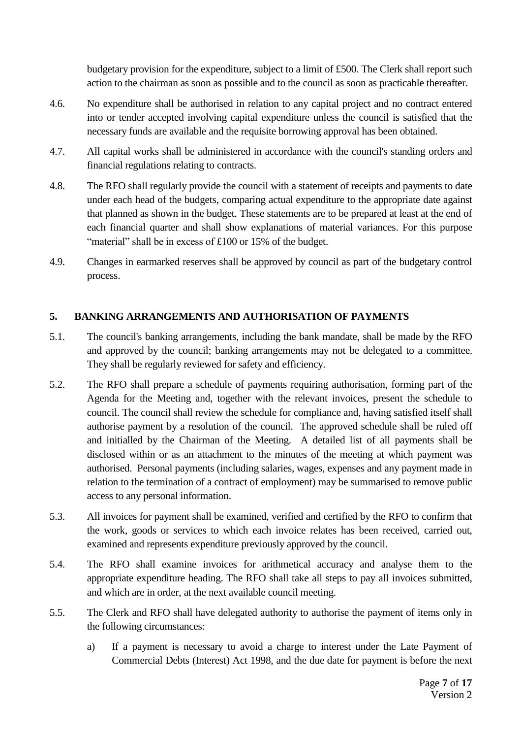budgetary provision for the expenditure, subject to a limit of £500. The Clerk shall report such action to the chairman as soon as possible and to the council as soon as practicable thereafter.

4.6. No expenditure shall be authorised in relation to any capital project and no contract entered into or tender accepted involving capital expenditure unless the council is satisfied that the necessary funds are available and the requisite borrowing approval has been obtained.

4.7. All capital works shall be administered in accordance with the council's standing orders and financial regulations relating to contracts.

4.8. The RFO shall regularly provide the council with a statement of receipts and payments to date under each head of the budgets, comparing actual expenditure to the appropriate date against that planned as shown in the budget. These statements are to be prepared at least at the end of each financial quarter and shall show explanations of material variances. For this purpose "material" shall be in excess of £100 or 15% of the budget.

4.9. Changes in earmarked reserves shall be approved by council as part of the budgetary control process.

## 5. BANKING ARRANGEMENTS AND AUTHORISATION OF PAYMENTS

5.1. The council's banking arrangements, including the bank mandate, shall be made by the RFO and approved by the council; banking arrangements may not be delegated to a committee. They shall be regularly reviewed for safety and efficiency.

5.2. The RFO shall prepare a schedule of payments requiring authorisation, forming part of the Agenda for the Meeting and, together with the relevant invoices, present the schedule to council. The council shall review the schedule for compliance and, having satisfied itself shall authorise payment by a resolution of the council. The approved schedule shall be ruled off and initialled by the Chairman of the Meeting. A detailed list of all payments shall be disclosed within or as an attachment to the minutes of the meeting at which payment was authorised. Personal payments (including salaries, wages, expenses and any payment made in relation to the termination of a contract of employment) may be summarised to remove public access to any personal information.

5.3. All invoices for payment shall be examined, verified and certified by the RFO to confirm that the work, goods or services to which each invoice relates has been received, carried out, examined and represents expenditure previously approved by the council.

5.4. The RFO shall examine invoices for arithmetical accuracy and analyse them to the appropriate expenditure heading. The RFO shall take all steps to pay all invoices submitted, and which are in order, at the next available council meeting.

5.5. The Clerk and RFO shall have delegated authority to authorise the payment of items only in the following circumstances:

a) If a payment is necessary to avoid a charge to interest under the Late Payment of Commercial Debts (Interest) Act 1998, and the due date for payment is before the next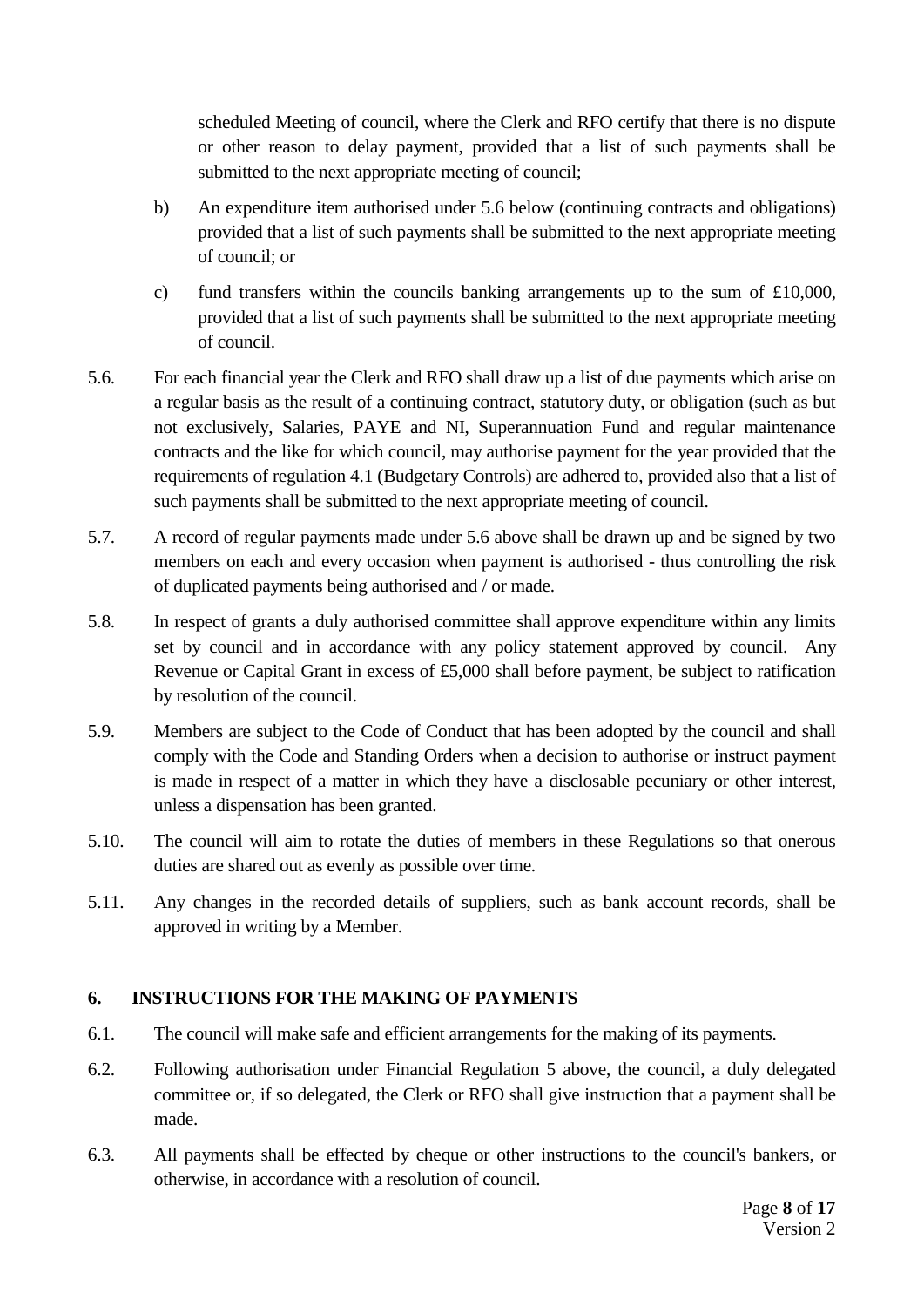scheduled Meeting of council, where the Clerk and RFO certify that there is no dispute or other reason to delay payment, provided that a list of such payments shall be submitted to the next appropriate meeting of council;

b) An expenditure item authorised under 5.6 below (continuing contracts and obligations) provided that a list of such payments shall be submitted to the next appropriate meeting of council; or

c) fund transfers within the councils banking arrangements up to the sum of £10,000, provided that a list of such payments shall be submitted to the next appropriate meeting of council.

5.6. For each financial year the Clerk and RFO shall draw up a list of due payments which arise on a regular basis as the result of a continuing contract, statutory duty, or obligation (such as but not exclusively, Salaries, PAYE and NI, Superannuation Fund and regular maintenance contracts and the like for which council, may authorise payment for the year provided that the requirements of regulation 4.1 (Budgetary Controls) are adhered to, provided also that a list of such payments shall be submitted to the next appropriate meeting of council.

5.7. A record of regular payments made under 5.6 above shall be drawn up and be signed by two members on each and every occasion when payment is authorised - thus controlling the risk of duplicated payments being authorised and / or made.

5.8. In respect of grants a duly authorised committee shall approve expenditure within any limits set by council and in accordance with any policy statement approved by council. Any Revenue or Capital Grant in excess of £5,000 shall before payment, be subject to ratification by resolution of the council.

5.9. Members are subject to the Code of Conduct that has been adopted by the council and shall comply with the Code and Standing Orders when a decision to authorise or instruct payment is made in respect of a matter in which they have a disclosable pecuniary or other interest, unless a dispensation has been granted.

5.10. The council will aim to rotate the duties of members in these Regulations so that onerous duties are shared out as evenly as possible over time.

5.11. Any changes in the recorded details of suppliers, such as bank account records, shall be approved in writing by a Member.

## 6. INSTRUCTIONS FOR THE MAKING OF PAYMENTS

6.1. The council will make safe and efficient arrangements for the making of its payments.

6.2. Following authorisation under Financial Regulation 5 above, the council, a duly delegated committee or, if so delegated, the Clerk or RFO shall give instruction that a payment shall be made.

6.3. All payments shall be effected by cheque or other instructions to the council's bankers, or otherwise, in accordance with a resolution of council.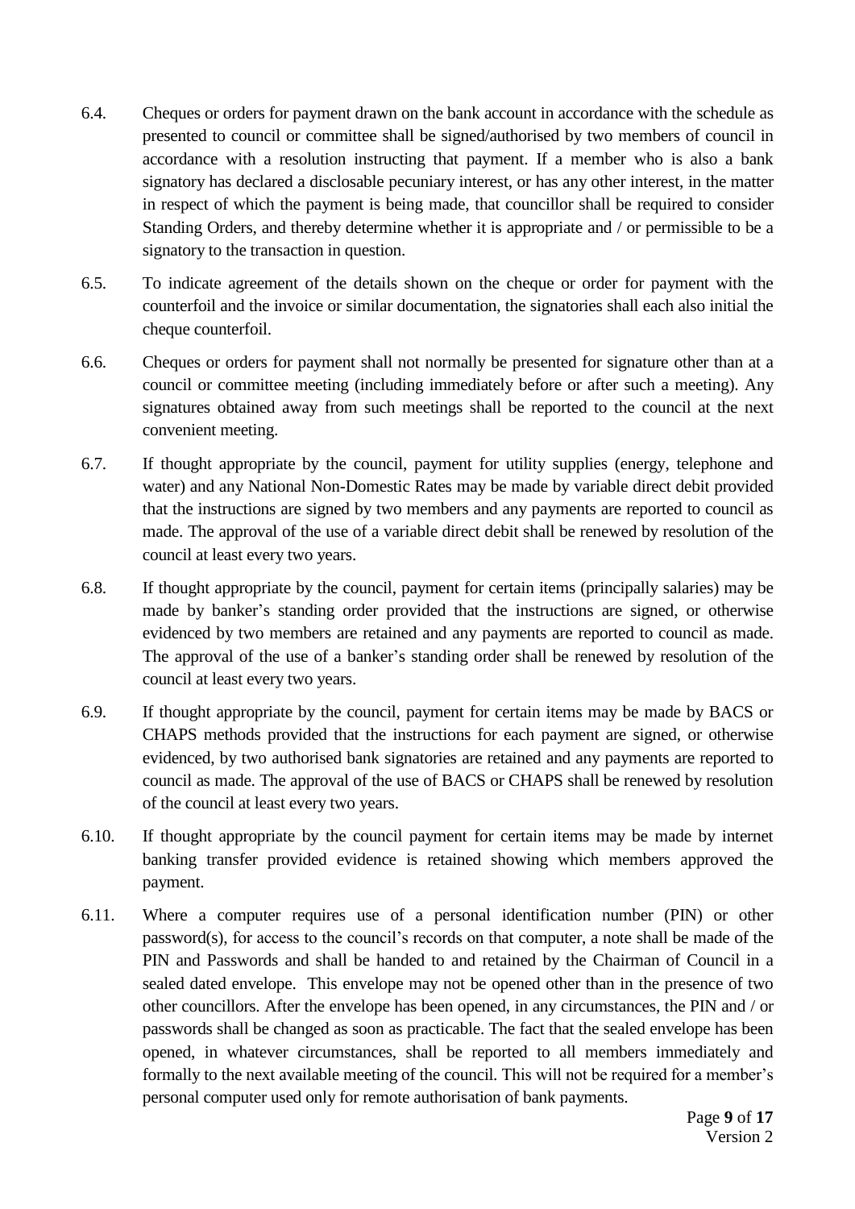6.4. Cheques or orders for payment drawn on the bank account in accordance with the schedule as presented to council or committee shall be signed/authorised by two members of council in accordance with a resolution instructing that payment. If a member who is also a bank signatory has declared a disclosable pecuniary interest, or has any other interest, in the matter in respect of which the payment is being made, that councillor shall be required to consider Standing Orders, and thereby determine whether it is appropriate and / or permissible to be a signatory to the transaction in question.

6.5. To indicate agreement of the details shown on the cheque or order for payment with the counterfoil and the invoice or similar documentation, the signatories shall each also initial the cheque counterfoil.

6.6. Cheques or orders for payment shall not normally be presented for signature other than at a council or committee meeting (including immediately before or after such a meeting). Any signatures obtained away from such meetings shall be reported to the council at the next convenient meeting.

6.7. If thought appropriate by the council, payment for utility supplies (energy, telephone and water) and any National Non-Domestic Rates may be made by variable direct debit provided that the instructions are signed by two members and any payments are reported to council as made. The approval of the use of a variable direct debit shall be renewed by resolution of the council at least every two years.

6.8. If thought appropriate by the council, payment for certain items (principally salaries) may be made by banker's standing order provided that the instructions are signed, or otherwise evidenced by two members are retained and any payments are reported to council as made. The approval of the use of a banker's standing order shall be renewed by resolution of the council at least every two years.

6.9. If thought appropriate by the council, payment for certain items may be made by BACS or CHAPS methods provided that the instructions for each payment are signed, or otherwise evidenced, by two authorised bank signatories are retained and any payments are reported to council as made. The approval of the use of BACS or CHAPS shall be renewed by resolution of the council at least every two years.

6.10. If thought appropriate by the council payment for certain items may be made by internet banking transfer provided evidence is retained showing which members approved the payment.

6.11. Where a computer requires use of a personal identification number (PIN) or other password(s), for access to the council's records on that computer, a note shall be made of the PIN and Passwords and shall be handed to and retained by the Chairman of Council in a sealed dated envelope. This envelope may not be opened other than in the presence of two other councillors. After the envelope has been opened, in any circumstances, the PIN and / or passwords shall be changed as soon as practicable. The fact that the sealed envelope has been opened, in whatever circumstances, shall be reported to all members immediately and formally to the next available meeting of the council. This will not be required for a member's personal computer used only for remote authorisation of bank payments.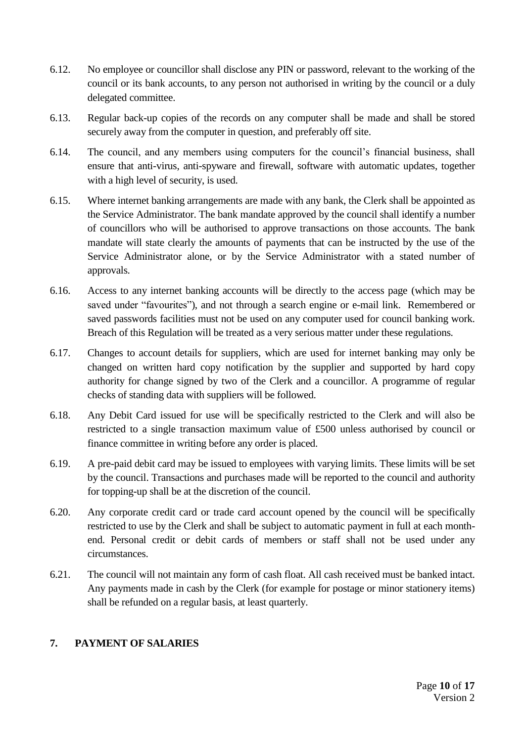6.12. No employee or councillor shall disclose any PIN or password, relevant to the working of the council or its bank accounts, to any person not authorised in writing by the council or a duly delegated committee.

6.13. Regular back-up copies of the records on any computer shall be made and shall be stored securely away from the computer in question, and preferably off site.

6.14. The council, and any members using computers for the council's financial business, shall ensure that anti-virus, anti-spyware and firewall, software with automatic updates, together with a high level of security, is used.

6.15. Where internet banking arrangements are made with any bank, the Clerk shall be appointed as the Service Administrator. The bank mandate approved by the council shall identify a number of councillors who will be authorised to approve transactions on those accounts. The bank mandate will state clearly the amounts of payments that can be instructed by the use of the Service Administrator alone, or by the Service Administrator with a stated number of approvals.

6.16. Access to any internet banking accounts will be directly to the access page (which may be saved under "favourites"), and not through a search engine or e-mail link. Remembered or saved passwords facilities must not be used on any computer used for council banking work. Breach of this Regulation will be treated as a very serious matter under these regulations.

6.17. Changes to account details for suppliers, which are used for internet banking may only be changed on written hard copy notification by the supplier and supported by hard copy authority for change signed by two of the Clerk and a councillor. A programme of regular checks of standing data with suppliers will be followed.

6.18. Any Debit Card issued for use will be specifically restricted to the Clerk and will also be restricted to a single transaction maximum value of £500 unless authorised by council or finance committee in writing before any order is placed.

6.19. A pre-paid debit card may be issued to employees with varying limits. These limits will be set by the council. Transactions and purchases made will be reported to the council and authority for topping-up shall be at the discretion of the council.

6.20. Any corporate credit card or trade card account opened by the council will be specifically restricted to use by the Clerk and shall be subject to automatic payment in full at each month-end. Personal credit or debit cards of members or staff shall not be used under any circumstances.

6.21. The council will not maintain any form of cash float. All cash received must be banked intact. Any payments made in cash by the Clerk (for example for postage or minor stationery items) shall be refunded on a regular basis, at least quarterly.

## 7. PAYMENT OF SALARIES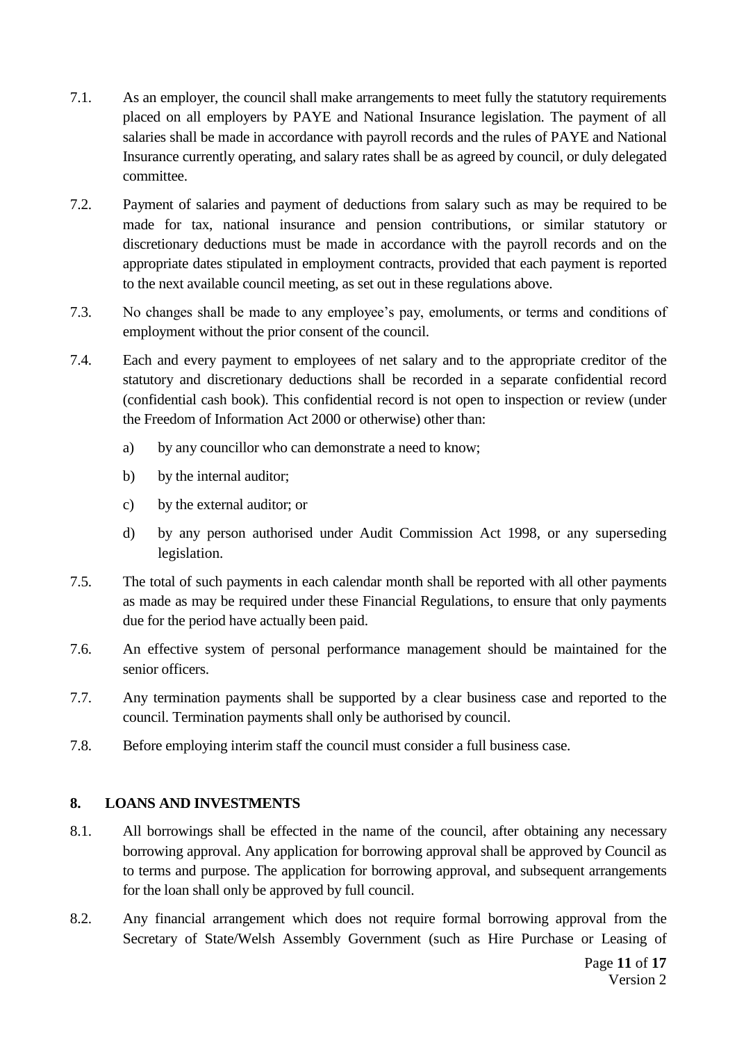7.1. As an employer, the council shall make arrangements to meet fully the statutory requirements placed on all employers by PAYE and National Insurance legislation. The payment of all salaries shall be made in accordance with payroll records and the rules of PAYE and National Insurance currently operating, and salary rates shall be as agreed by council, or duly delegated committee.

7.2. Payment of salaries and payment of deductions from salary such as may be required to be made for tax, national insurance and pension contributions, or similar statutory or discretionary deductions must be made in accordance with the payroll records and on the appropriate dates stipulated in employment contracts, provided that each payment is reported to the next available council meeting, as set out in these regulations above.

7.3. No changes shall be made to any employee's pay, emoluments, or terms and conditions of employment without the prior consent of the council.

7.4. Each and every payment to employees of net salary and to the appropriate creditor of the statutory and discretionary deductions shall be recorded in a separate confidential record (confidential cash book). This confidential record is not open to inspection or review (under the Freedom of Information Act 2000 or otherwise) other than:

   a) by any councillor who can demonstrate a need to know;

   b) by the internal auditor;

   c) by the external auditor; or

   d) by any person authorised under Audit Commission Act 1998, or any superseding legislation.

7.5. The total of such payments in each calendar month shall be reported with all other payments as made as may be required under these Financial Regulations, to ensure that only payments due for the period have actually been paid.

7.6. An effective system of personal performance management should be maintained for the senior officers.

7.7. Any termination payments shall be supported by a clear business case and reported to the council. Termination payments shall only be authorised by council.

7.8. Before employing interim staff the council must consider a full business case.

## 8. LOANS AND INVESTMENTS

8.1. All borrowings shall be effected in the name of the council, after obtaining any necessary borrowing approval. Any application for borrowing approval shall be approved by Council as to terms and purpose. The application for borrowing approval, and subsequent arrangements for the loan shall only be approved by full council.

8.2. Any financial arrangement which does not require formal borrowing approval from the Secretary of State/Welsh Assembly Government (such as Hire Purchase or Leasing of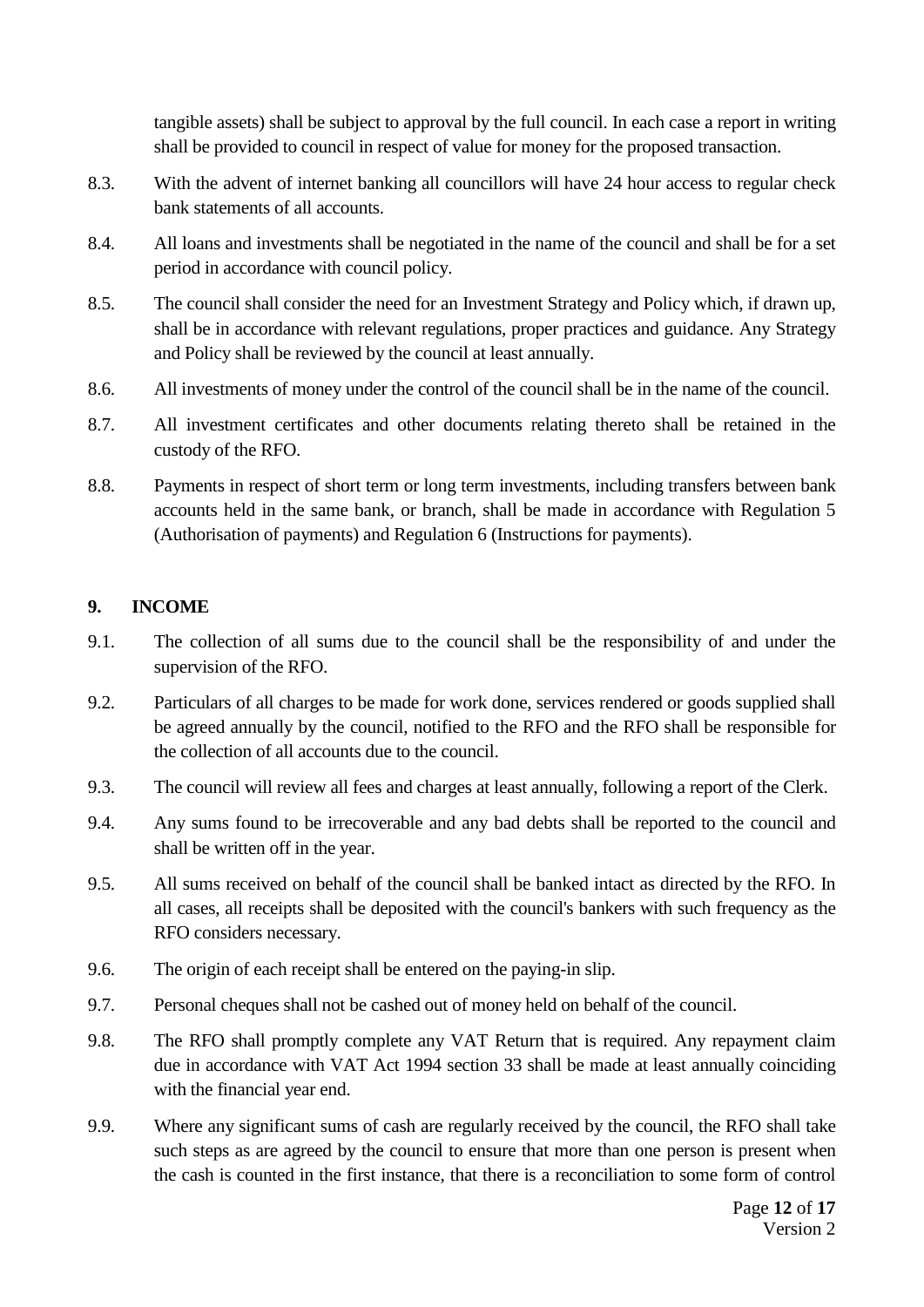tangible assets) shall be subject to approval by the full council. In each case a report in writing shall be provided to council in respect of value for money for the proposed transaction.

8.3. With the advent of internet banking all councillors will have 24 hour access to regular check bank statements of all accounts.

8.4. All loans and investments shall be negotiated in the name of the council and shall be for a set period in accordance with council policy.

8.5. The council shall consider the need for an Investment Strategy and Policy which, if drawn up, shall be in accordance with relevant regulations, proper practices and guidance. Any Strategy and Policy shall be reviewed by the council at least annually.

8.6. All investments of money under the control of the council shall be in the name of the council.

8.7. All investment certificates and other documents relating thereto shall be retained in the custody of the RFO.

8.8. Payments in respect of short term or long term investments, including transfers between bank accounts held in the same bank, or branch, shall be made in accordance with Regulation 5 (Authorisation of payments) and Regulation 6 (Instructions for payments).

## 9. INCOME

9.1. The collection of all sums due to the council shall be the responsibility of and under the supervision of the RFO.

9.2. Particulars of all charges to be made for work done, services rendered or goods supplied shall be agreed annually by the council, notified to the RFO and the RFO shall be responsible for the collection of all accounts due to the council.

9.3. The council will review all fees and charges at least annually, following a report of the Clerk.

9.4. Any sums found to be irrecoverable and any bad debts shall be reported to the council and shall be written off in the year.

9.5. All sums received on behalf of the council shall be banked intact as directed by the RFO. In all cases, all receipts shall be deposited with the council's bankers with such frequency as the RFO considers necessary.

9.6. The origin of each receipt shall be entered on the paying-in slip.

9.7. Personal cheques shall not be cashed out of money held on behalf of the council.

9.8. The RFO shall promptly complete any VAT Return that is required. Any repayment claim due in accordance with VAT Act 1994 section 33 shall be made at least annually coinciding with the financial year end.

9.9. Where any significant sums of cash are regularly received by the council, the RFO shall take such steps as are agreed by the council to ensure that more than one person is present when the cash is counted in the first instance, that there is a reconciliation to some form of control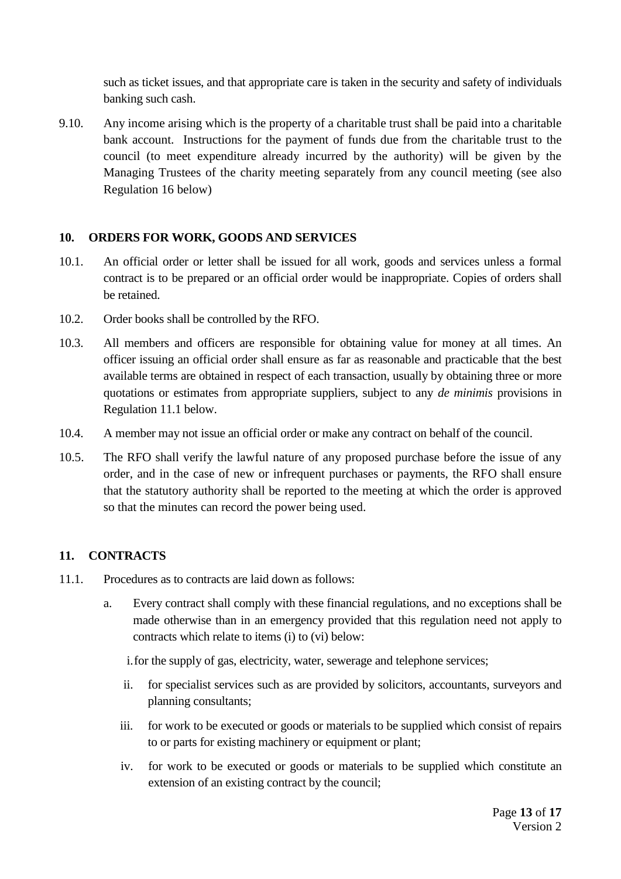such as ticket issues, and that appropriate care is taken in the security and safety of individuals banking such cash.

9.10. Any income arising which is the property of a charitable trust shall be paid into a charitable bank account. Instructions for the payment of funds due from the charitable trust to the council (to meet expenditure already incurred by the authority) will be given by the Managing Trustees of the charity meeting separately from any council meeting (see also Regulation 16 below)

## 10. ORDERS FOR WORK, GOODS AND SERVICES

10.1. An official order or letter shall be issued for all work, goods and services unless a formal contract is to be prepared or an official order would be inappropriate. Copies of orders shall be retained.

10.2. Order books shall be controlled by the RFO.

10.3. All members and officers are responsible for obtaining value for money at all times. An officer issuing an official order shall ensure as far as reasonable and practicable that the best available terms are obtained in respect of each transaction, usually by obtaining three or more quotations or estimates from appropriate suppliers, subject to any *de minimis* provisions in Regulation 11.1 below.

10.4. A member may not issue an official order or make any contract on behalf of the council.

10.5. The RFO shall verify the lawful nature of any proposed purchase before the issue of any order, and in the case of new or infrequent purchases or payments, the RFO shall ensure that the statutory authority shall be reported to the meeting at which the order is approved so that the minutes can record the power being used.

## 11. CONTRACTS

11.1. Procedures as to contracts are laid down as follows:

a. Every contract shall comply with these financial regulations, and no exceptions shall be made otherwise than in an emergency provided that this regulation need not apply to contracts which relate to items (i) to (vi) below:

   i. for the supply of gas, electricity, water, sewerage and telephone services;

   ii. for specialist services such as are provided by solicitors, accountants, surveyors and planning consultants;

   iii. for work to be executed or goods or materials to be supplied which consist of repairs to or parts for existing machinery or equipment or plant;

   iv. for work to be executed or goods or materials to be supplied which constitute an extension of an existing contract by the council;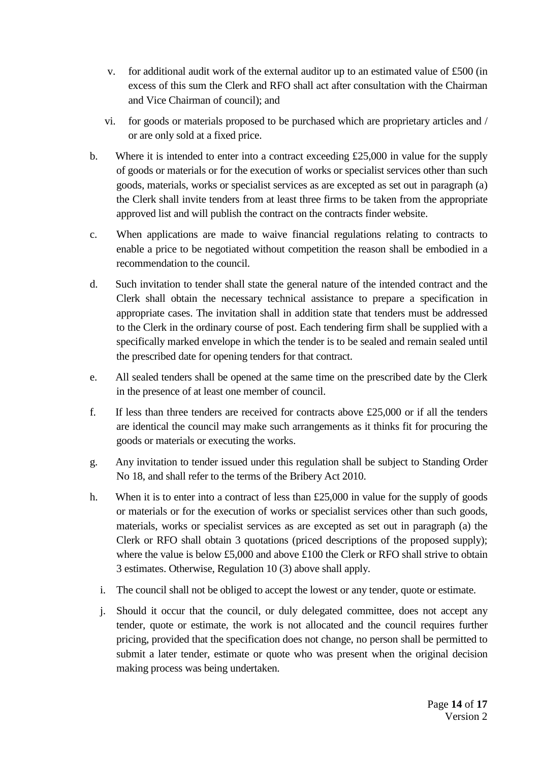v. for additional audit work of the external auditor up to an estimated value of £500 (in excess of this sum the Clerk and RFO shall act after consultation with the Chairman and Vice Chairman of council); and

vi. for goods or materials proposed to be purchased which are proprietary articles and / or are only sold at a fixed price.

b. Where it is intended to enter into a contract exceeding £25,000 in value for the supply of goods or materials or for the execution of works or specialist services other than such goods, materials, works or specialist services as are excepted as set out in paragraph (a) the Clerk shall invite tenders from at least three firms to be taken from the appropriate approved list and will publish the contract on the contracts finder website.

c. When applications are made to waive financial regulations relating to contracts to enable a price to be negotiated without competition the reason shall be embodied in a recommendation to the council.

d. Such invitation to tender shall state the general nature of the intended contract and the Clerk shall obtain the necessary technical assistance to prepare a specification in appropriate cases. The invitation shall in addition state that tenders must be addressed to the Clerk in the ordinary course of post. Each tendering firm shall be supplied with a specifically marked envelope in which the tender is to be sealed and remain sealed until the prescribed date for opening tenders for that contract.

e. All sealed tenders shall be opened at the same time on the prescribed date by the Clerk in the presence of at least one member of council.

f. If less than three tenders are received for contracts above £25,000 or if all the tenders are identical the council may make such arrangements as it thinks fit for procuring the goods or materials or executing the works.

g. Any invitation to tender issued under this regulation shall be subject to Standing Order No 18, and shall refer to the terms of the Bribery Act 2010.

h. When it is to enter into a contract of less than £25,000 in value for the supply of goods or materials or for the execution of works or specialist services other than such goods, materials, works or specialist services as are excepted as set out in paragraph (a) the Clerk or RFO shall obtain 3 quotations (priced descriptions of the proposed supply); where the value is below £5,000 and above £100 the Clerk or RFO shall strive to obtain 3 estimates. Otherwise, Regulation 10 (3) above shall apply.

i. The council shall not be obliged to accept the lowest or any tender, quote or estimate.

j. Should it occur that the council, or duly delegated committee, does not accept any tender, quote or estimate, the work is not allocated and the council requires further pricing, provided that the specification does not change, no person shall be permitted to submit a later tender, estimate or quote who was present when the original decision making process was being undertaken.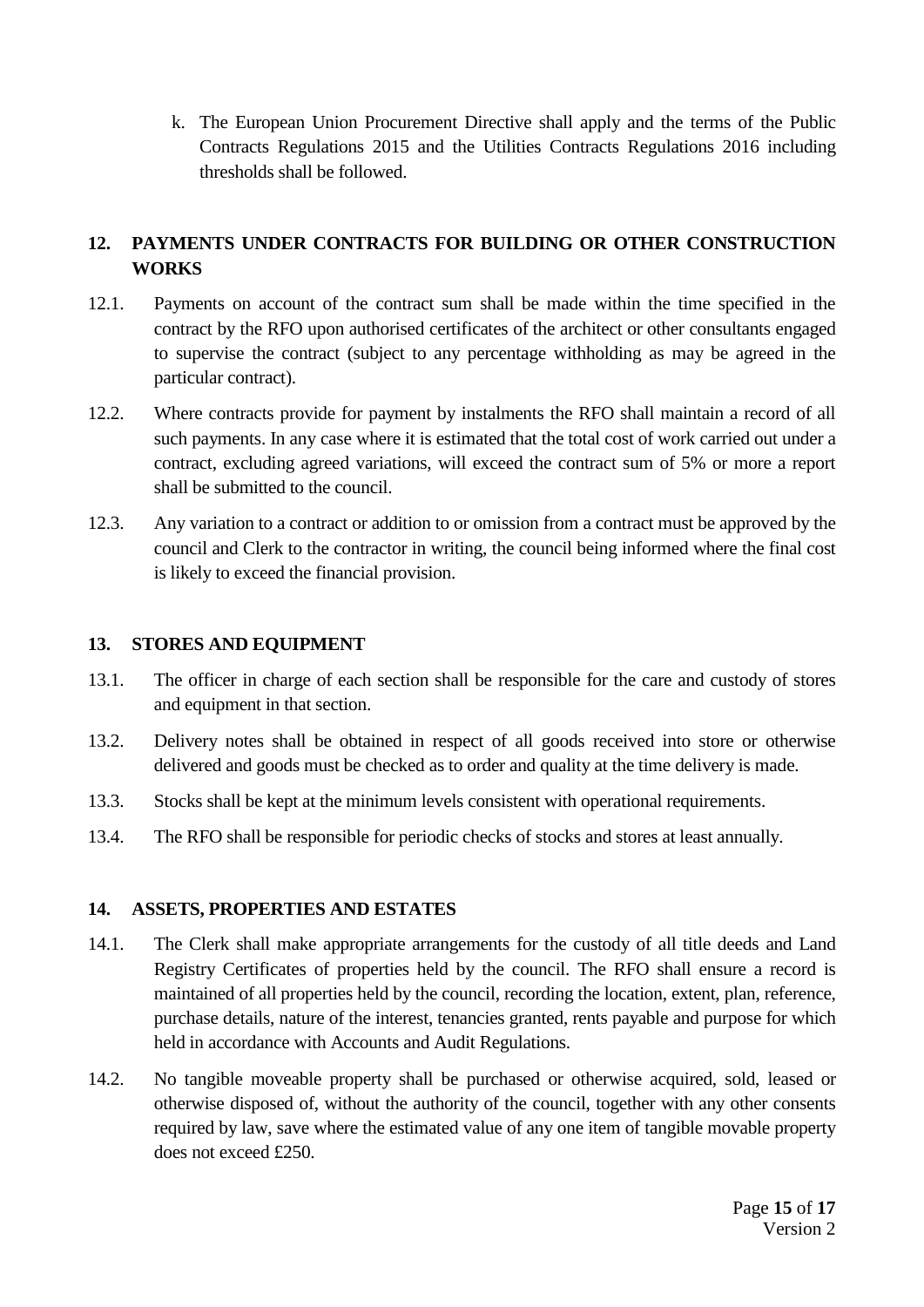k. The European Union Procurement Directive shall apply and the terms of the Public Contracts Regulations 2015 and the Utilities Contracts Regulations 2016 including thresholds shall be followed.

## 12. PAYMENTS UNDER CONTRACTS FOR BUILDING OR OTHER CONSTRUCTION WORKS

12.1. Payments on account of the contract sum shall be made within the time specified in the contract by the RFO upon authorised certificates of the architect or other consultants engaged to supervise the contract (subject to any percentage withholding as may be agreed in the particular contract).

12.2. Where contracts provide for payment by instalments the RFO shall maintain a record of all such payments. In any case where it is estimated that the total cost of work carried out under a contract, excluding agreed variations, will exceed the contract sum of 5% or more a report shall be submitted to the council.

12.3. Any variation to a contract or addition to or omission from a contract must be approved by the council and Clerk to the contractor in writing, the council being informed where the final cost is likely to exceed the financial provision.

## 13. STORES AND EQUIPMENT

13.1. The officer in charge of each section shall be responsible for the care and custody of stores and equipment in that section.

13.2. Delivery notes shall be obtained in respect of all goods received into store or otherwise delivered and goods must be checked as to order and quality at the time delivery is made.

13.3. Stocks shall be kept at the minimum levels consistent with operational requirements.

13.4. The RFO shall be responsible for periodic checks of stocks and stores at least annually.

## 14. ASSETS, PROPERTIES AND ESTATES

14.1. The Clerk shall make appropriate arrangements for the custody of all title deeds and Land Registry Certificates of properties held by the council. The RFO shall ensure a record is maintained of all properties held by the council, recording the location, extent, plan, reference, purchase details, nature of the interest, tenancies granted, rents payable and purpose for which held in accordance with Accounts and Audit Regulations.

14.2. No tangible moveable property shall be purchased or otherwise acquired, sold, leased or otherwise disposed of, without the authority of the council, together with any other consents required by law, save where the estimated value of any one item of tangible movable property does not exceed £250.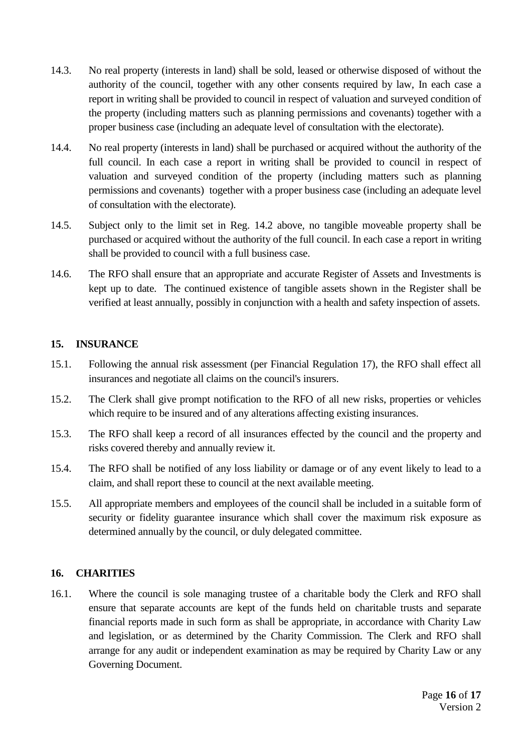14.3. No real property (interests in land) shall be sold, leased or otherwise disposed of without the authority of the council, together with any other consents required by law, In each case a report in writing shall be provided to council in respect of valuation and surveyed condition of the property (including matters such as planning permissions and covenants) together with a proper business case (including an adequate level of consultation with the electorate).

14.4. No real property (interests in land) shall be purchased or acquired without the authority of the full council. In each case a report in writing shall be provided to council in respect of valuation and surveyed condition of the property (including matters such as planning permissions and covenants) together with a proper business case (including an adequate level of consultation with the electorate).

14.5. Subject only to the limit set in Reg. 14.2 above, no tangible moveable property shall be purchased or acquired without the authority of the full council. In each case a report in writing shall be provided to council with a full business case.

14.6. The RFO shall ensure that an appropriate and accurate Register of Assets and Investments is kept up to date. The continued existence of tangible assets shown in the Register shall be verified at least annually, possibly in conjunction with a health and safety inspection of assets.

## 15. INSURANCE

15.1. Following the annual risk assessment (per Financial Regulation 17), the RFO shall effect all insurances and negotiate all claims on the council's insurers.

15.2. The Clerk shall give prompt notification to the RFO of all new risks, properties or vehicles which require to be insured and of any alterations affecting existing insurances.

15.3. The RFO shall keep a record of all insurances effected by the council and the property and risks covered thereby and annually review it.

15.4. The RFO shall be notified of any loss liability or damage or of any event likely to lead to a claim, and shall report these to council at the next available meeting.

15.5. All appropriate members and employees of the council shall be included in a suitable form of security or fidelity guarantee insurance which shall cover the maximum risk exposure as determined annually by the council, or duly delegated committee.

## 16. CHARITIES

16.1. Where the council is sole managing trustee of a charitable body the Clerk and RFO shall ensure that separate accounts are kept of the funds held on charitable trusts and separate financial reports made in such form as shall be appropriate, in accordance with Charity Law and legislation, or as determined by the Charity Commission. The Clerk and RFO shall arrange for any audit or independent examination as may be required by Charity Law or any Governing Document.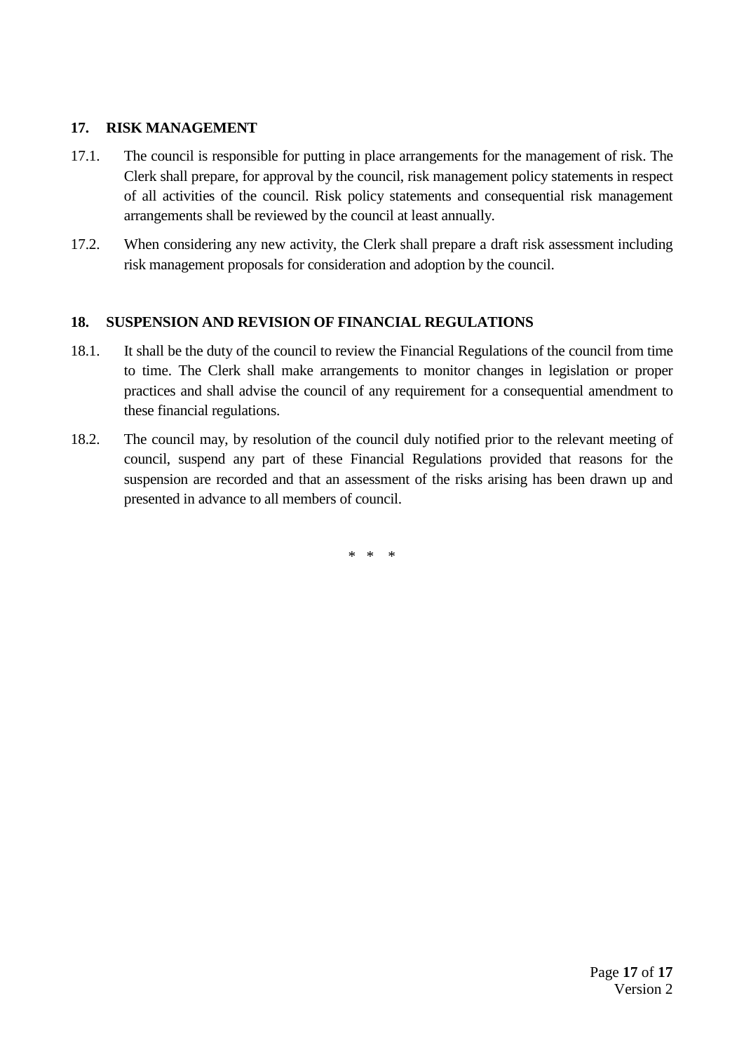## 17. RISK MANAGEMENT

17.1. The council is responsible for putting in place arrangements for the management of risk. The Clerk shall prepare, for approval by the council, risk management policy statements in respect of all activities of the council. Risk policy statements and consequential risk management arrangements shall be reviewed by the council at least annually.

17.2. When considering any new activity, the Clerk shall prepare a draft risk assessment including risk management proposals for consideration and adoption by the council.

## 18. SUSPENSION AND REVISION OF FINANCIAL REGULATIONS

18.1. It shall be the duty of the council to review the Financial Regulations of the council from time to time. The Clerk shall make arrangements to monitor changes in legislation or proper practices and shall advise the council of any requirement for a consequential amendment to these financial regulations.

18.2. The council may, by resolution of the council duly notified prior to the relevant meeting of council, suspend any part of these Financial Regulations provided that reasons for the suspension are recorded and that an assessment of the risks arising has been drawn up and presented in advance to all members of council.

\* \* \*

Version 2